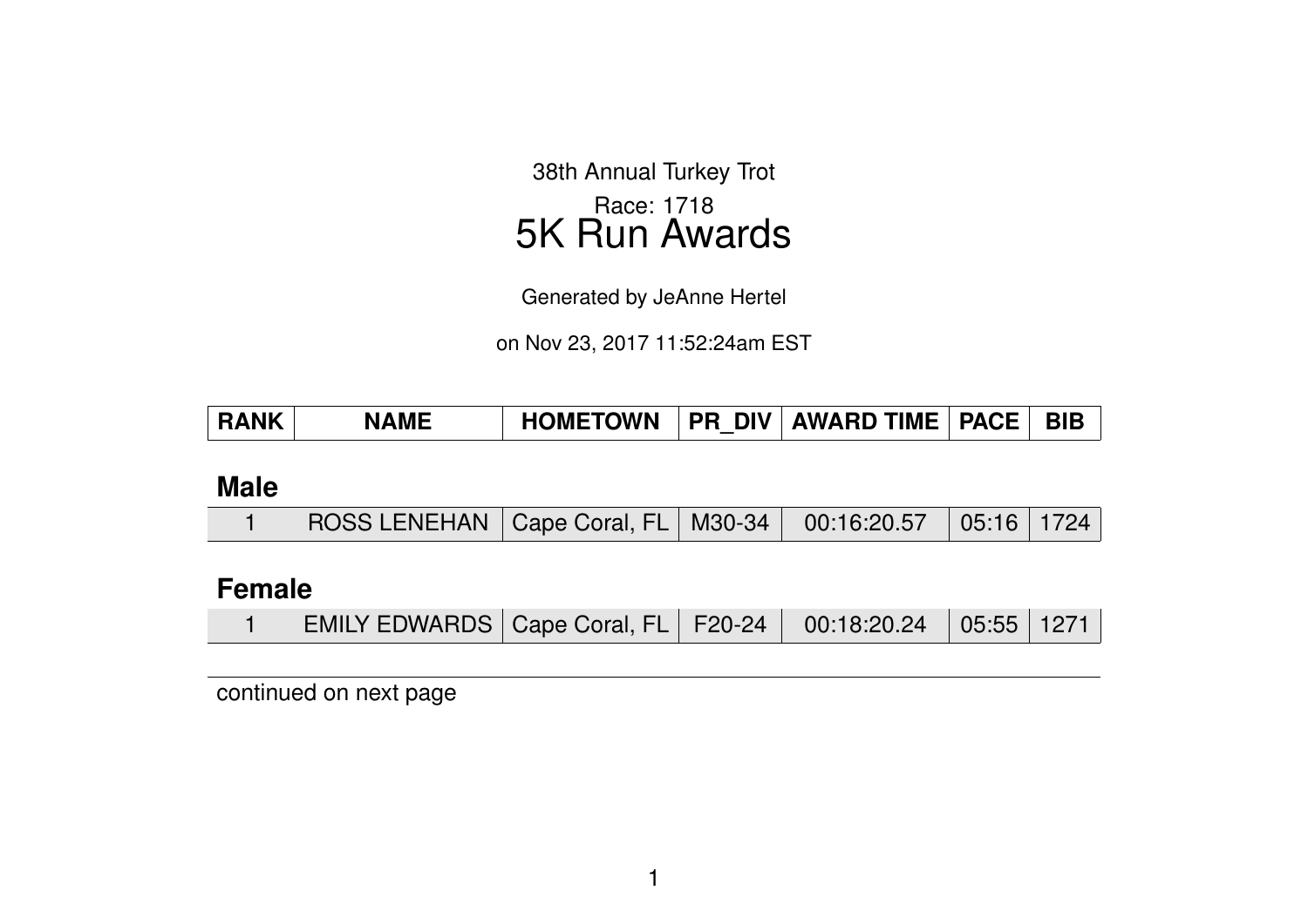38th Annual Turkey Trot

Race: 1718

# 5K Run Awards

Generated by JeAnne Hertel

on Nov 23, 2017 11:52:24am EST

| RANK | NAME | HOMETOWN | PR_DIV | AWARD TIME | PACE | BIB |
|---|---|---|---|---|---|---|
| **Male** | | | | | | |
| 1 | ROSS LENEHAN | Cape Coral, FL | M30-34 | 00:16:20.57 | 05:16 | 1724 |
| **Female** | | | | | | |
| 1 | EMILY EDWARDS | Cape Coral, FL | F20-24 | 00:18:20.24 | 05:55 | 1271 |

continued on next page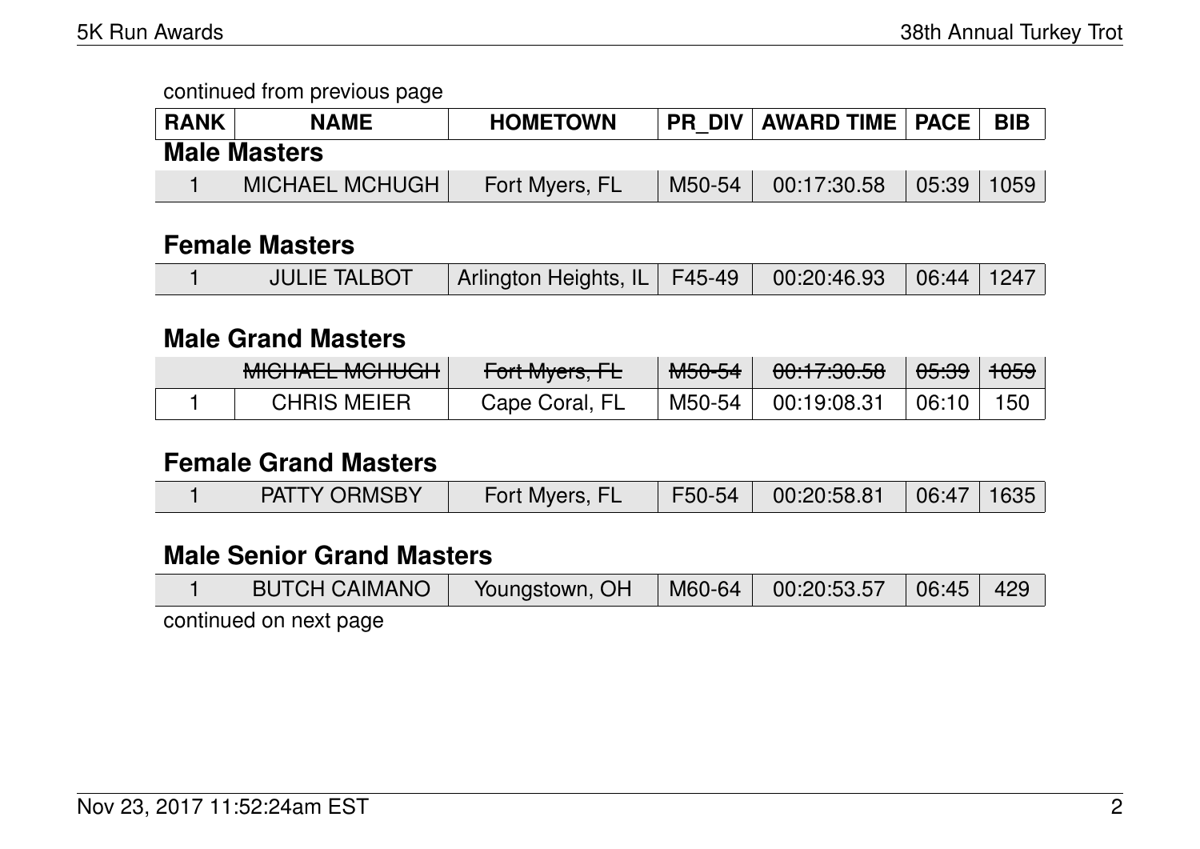continued from previous page

| RANK | NAME | HOMETOWN | PR_DIV | AWARD TIME | PACE | BIB |
|---|---|---|---|---|---|---|

### Male Masters

| RANK | NAME | HOMETOWN | PR_DIV | AWARD TIME | PACE | BIB |
|---|---|---|---|---|---|---|
| 1 | MICHAEL MCHUGH | Fort Myers, FL | M50-54 | 00:17:30.58 | 05:39 | 1059 |

### Female Masters

| RANK | NAME | HOMETOWN | PR_DIV | AWARD TIME | PACE | BIB |
|---|---|---|---|---|---|---|
| 1 | JULIE TALBOT | Arlington Heights, IL | F45-49 | 00:20:46.93 | 06:44 | 1247 |

### Male Grand Masters

| RANK | NAME | HOMETOWN | PR_DIV | AWARD TIME | PACE | BIB |
|---|---|---|---|---|---|---|
| | ~~MICHAEL MCHUGH~~ | ~~Fort Myers, FL~~ | ~~M50-54~~ | ~~00:17:30.58~~ | ~~05:39~~ | ~~1059~~ |
| 1 | CHRIS MEIER | Cape Coral, FL | M50-54 | 00:19:08.31 | 06:10 | 150 |

### Female Grand Masters

| RANK | NAME | HOMETOWN | PR_DIV | AWARD TIME | PACE | BIB |
|---|---|---|---|---|---|---|
| 1 | PATTY ORMSBY | Fort Myers, FL | F50-54 | 00:20:58.81 | 06:47 | 1635 |

### Male Senior Grand Masters

| RANK | NAME | HOMETOWN | PR_DIV | AWARD TIME | PACE | BIB |
|---|---|---|---|---|---|---|
| 1 | BUTCH CAIMANO | Youngstown, OH | M60-64 | 00:20:53.57 | 06:45 | 429 |

continued on next page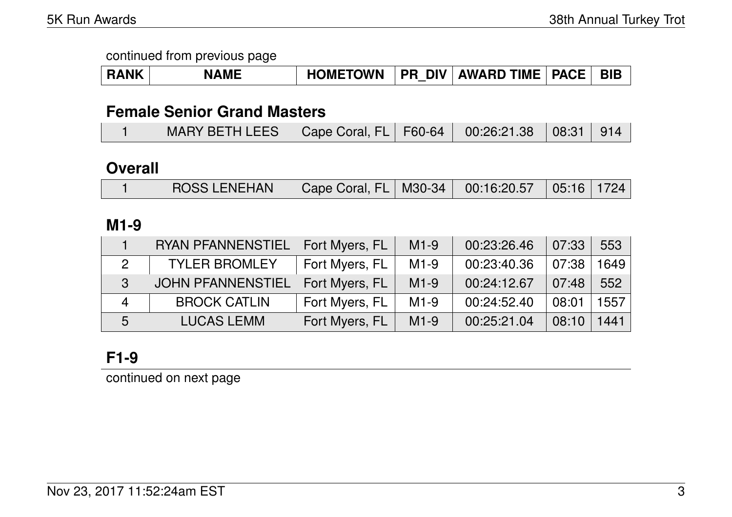continued from previous page

| RANK | NAME | HOMETOWN | PR_DIV | AWARD TIME | PACE | BIB |
|---|---|---|---|---|---|---|

### Female Senior Grand Masters

| RANK | NAME | HOMETOWN | PR_DIV | AWARD TIME | PACE | BIB |
|---|---|---|---|---|---|---|
| 1 | MARY BETH LEES | Cape Coral, FL | F60-64 | 00:26:21.38 | 08:31 | 914 |

### Overall

| RANK | NAME | HOMETOWN | PR_DIV | AWARD TIME | PACE | BIB |
|---|---|---|---|---|---|---|
| 1 | ROSS LENEHAN | Cape Coral, FL | M30-34 | 00:16:20.57 | 05:16 | 1724 |

### M1-9

| RANK | NAME | HOMETOWN | PR_DIV | AWARD TIME | PACE | BIB |
|---|---|---|---|---|---|---|
| 1 | RYAN PFANNENSTIEL | Fort Myers, FL | M1-9 | 00:23:26.46 | 07:33 | 553 |
| 2 | TYLER BROMLEY | Fort Myers, FL | M1-9 | 00:23:40.36 | 07:38 | 1649 |
| 3 | JOHN PFANNENSTIEL | Fort Myers, FL | M1-9 | 00:24:12.67 | 07:48 | 552 |
| 4 | BROCK CATLIN | Fort Myers, FL | M1-9 | 00:24:52.40 | 08:01 | 1557 |
| 5 | LUCAS LEMM | Fort Myers, FL | M1-9 | 00:25:21.04 | 08:10 | 1441 |

### F1-9

continued on next page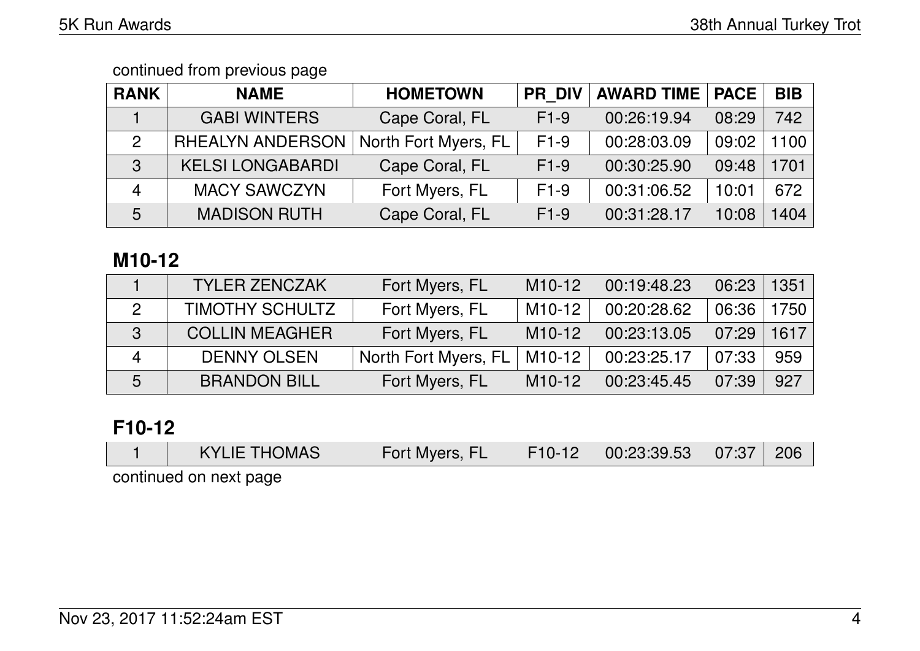continued from previous page

| RANK | NAME | HOMETOWN | PR_DIV | AWARD TIME | PACE | BIB |
|---|---|---|---|---|---|---|
| 1 | GABI WINTERS | Cape Coral, FL | F1-9 | 00:26:19.94 | 08:29 | 742 |
| 2 | RHEALYN ANDERSON | North Fort Myers, FL | F1-9 | 00:28:03.09 | 09:02 | 1100 |
| 3 | KELSI LONGABARDI | Cape Coral, FL | F1-9 | 00:30:25.90 | 09:48 | 1701 |
| 4 | MACY SAWCZYN | Fort Myers, FL | F1-9 | 00:31:06.52 | 10:01 | 672 |
| 5 | MADISON RUTH | Cape Coral, FL | F1-9 | 00:31:28.17 | 10:08 | 1404 |

## M10-12

| RANK | NAME | HOMETOWN | PR_DIV | AWARD TIME | PACE | BIB |
|---|---|---|---|---|---|---|
| 1 | TYLER ZENCZAK | Fort Myers, FL | M10-12 | 00:19:48.23 | 06:23 | 1351 |
| 2 | TIMOTHY SCHULTZ | Fort Myers, FL | M10-12 | 00:20:28.62 | 06:36 | 1750 |
| 3 | COLLIN MEAGHER | Fort Myers, FL | M10-12 | 00:23:13.05 | 07:29 | 1617 |
| 4 | DENNY OLSEN | North Fort Myers, FL | M10-12 | 00:23:25.17 | 07:33 | 959 |
| 5 | BRANDON BILL | Fort Myers, FL | M10-12 | 00:23:45.45 | 07:39 | 927 |

## F10-12

| RANK | NAME | HOMETOWN | PR_DIV | AWARD TIME | PACE | BIB |
|---|---|---|---|---|---|---|
| 1 | KYLIE THOMAS | Fort Myers, FL | F10-12 | 00:23:39.53 | 07:37 | 206 |

continued on next page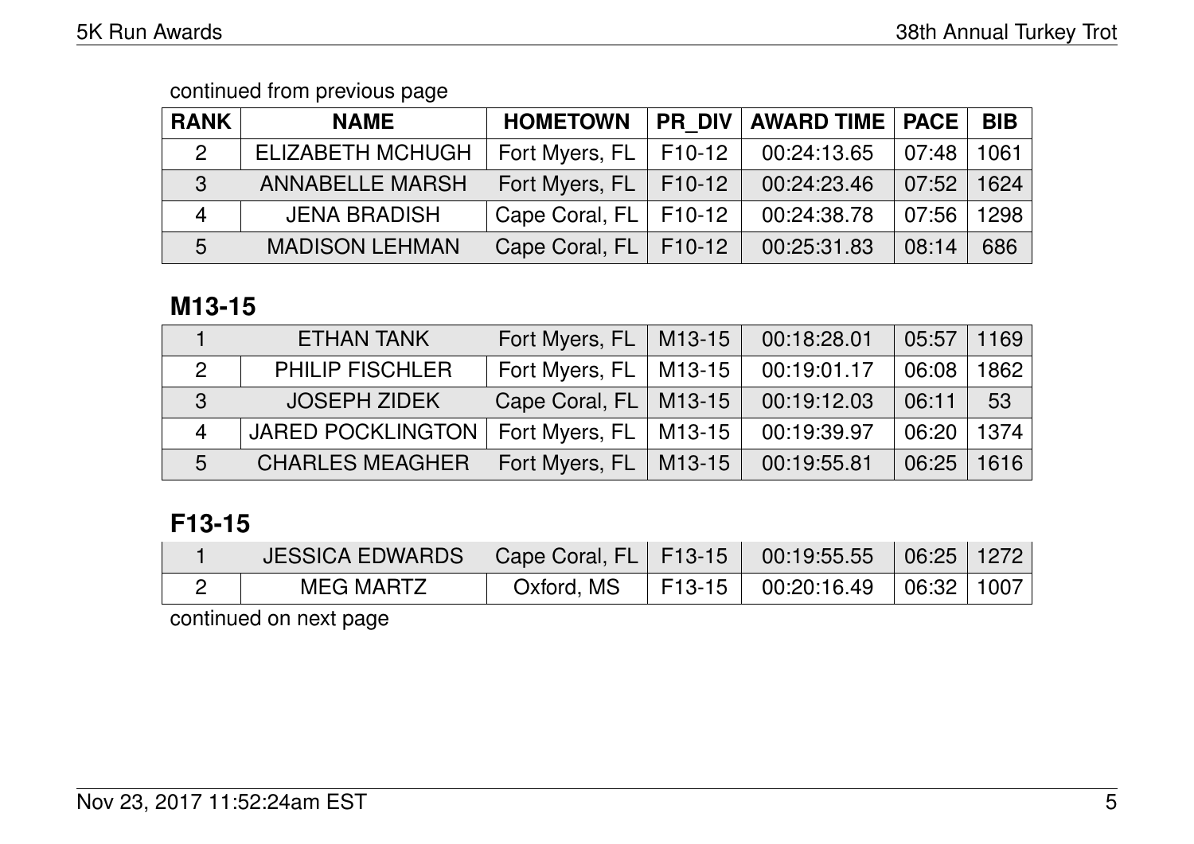continued from previous page

| RANK | NAME | HOMETOWN | PR_DIV | AWARD TIME | PACE | BIB |
|---|---|---|---|---|---|---|
| 2 | ELIZABETH MCHUGH | Fort Myers, FL | F10-12 | 00:24:13.65 | 07:48 | 1061 |
| 3 | ANNABELLE MARSH | Fort Myers, FL | F10-12 | 00:24:23.46 | 07:52 | 1624 |
| 4 | JENA BRADISH | Cape Coral, FL | F10-12 | 00:24:38.78 | 07:56 | 1298 |
| 5 | MADISON LEHMAN | Cape Coral, FL | F10-12 | 00:25:31.83 | 08:14 | 686 |

## M13-15

| RANK | NAME | HOMETOWN | PR_DIV | AWARD TIME | PACE | BIB |
|---|---|---|---|---|---|---|
| 1 | ETHAN TANK | Fort Myers, FL | M13-15 | 00:18:28.01 | 05:57 | 1169 |
| 2 | PHILIP FISCHLER | Fort Myers, FL | M13-15 | 00:19:01.17 | 06:08 | 1862 |
| 3 | JOSEPH ZIDEK | Cape Coral, FL | M13-15 | 00:19:12.03 | 06:11 | 53 |
| 4 | JARED POCKLINGTON | Fort Myers, FL | M13-15 | 00:19:39.97 | 06:20 | 1374 |
| 5 | CHARLES MEAGHER | Fort Myers, FL | M13-15 | 00:19:55.81 | 06:25 | 1616 |

## F13-15

| RANK | NAME | HOMETOWN | PR_DIV | AWARD TIME | PACE | BIB |
|---|---|---|---|---|---|---|
| 1 | JESSICA EDWARDS | Cape Coral, FL | F13-15 | 00:19:55.55 | 06:25 | 1272 |
| 2 | MEG MARTZ | Oxford, MS | F13-15 | 00:20:16.49 | 06:32 | 1007 |

continued on next page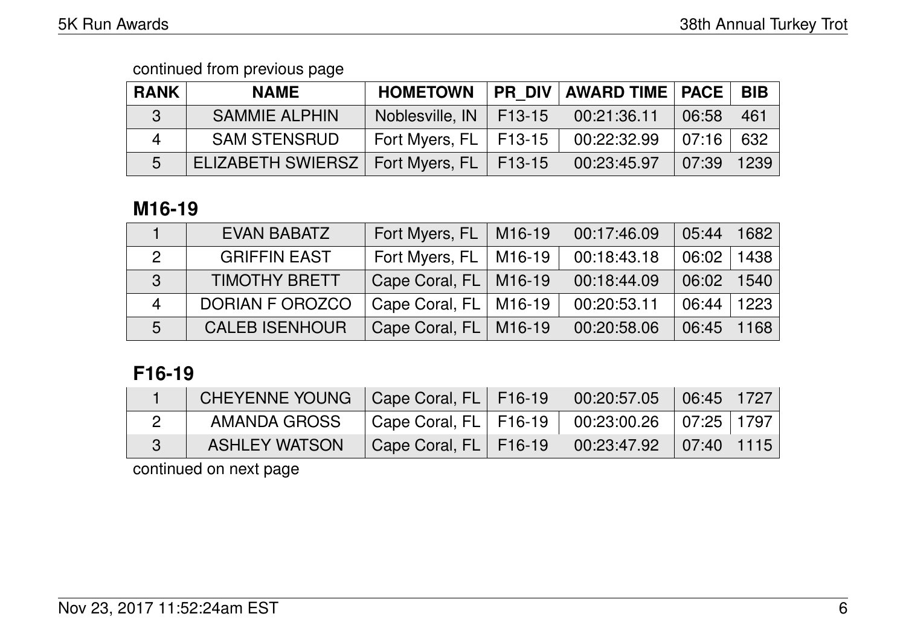continued from previous page

| RANK | NAME | HOMETOWN | PR_DIV | AWARD TIME | PACE | BIB |
|---|---|---|---|---|---|---|
| 3 | SAMMIE ALPHIN | Noblesville, IN | F13-15 | 00:21:36.11 | 06:58 | 461 |
| 4 | SAM STENSRUD | Fort Myers, FL | F13-15 | 00:22:32.99 | 07:16 | 632 |
| 5 | ELIZABETH SWIERSZ | Fort Myers, FL | F13-15 | 00:23:45.97 | 07:39 | 1239 |

## M16-19

| RANK | NAME | HOMETOWN | PR_DIV | AWARD TIME | PACE | BIB |
|---|---|---|---|---|---|---|
| 1 | EVAN BABATZ | Fort Myers, FL | M16-19 | 00:17:46.09 | 05:44 | 1682 |
| 2 | GRIFFIN EAST | Fort Myers, FL | M16-19 | 00:18:43.18 | 06:02 | 1438 |
| 3 | TIMOTHY BRETT | Cape Coral, FL | M16-19 | 00:18:44.09 | 06:02 | 1540 |
| 4 | DORIAN F OROZCO | Cape Coral, FL | M16-19 | 00:20:53.11 | 06:44 | 1223 |
| 5 | CALEB ISENHOUR | Cape Coral, FL | M16-19 | 00:20:58.06 | 06:45 | 1168 |

## F16-19

| RANK | NAME | HOMETOWN | PR_DIV | AWARD TIME | PACE | BIB |
|---|---|---|---|---|---|---|
| 1 | CHEYENNE YOUNG | Cape Coral, FL | F16-19 | 00:20:57.05 | 06:45 | 1727 |
| 2 | AMANDA GROSS | Cape Coral, FL | F16-19 | 00:23:00.26 | 07:25 | 1797 |
| 3 | ASHLEY WATSON | Cape Coral, FL | F16-19 | 00:23:47.92 | 07:40 | 1115 |

continued on next page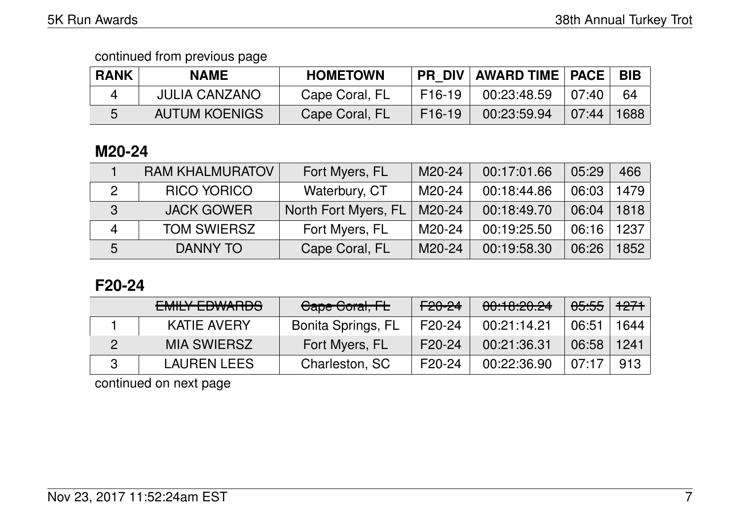continued from previous page

| RANK | NAME | HOMETOWN | PR_DIV | AWARD TIME | PACE | BIB |
|---|---|---|---|---|---|---|
| 4 | JULIA CANZANO | Cape Coral, FL | F16-19 | 00:23:48.59 | 07:40 | 64 |
| 5 | AUTUM KOENIGS | Cape Coral, FL | F16-19 | 00:23:59.94 | 07:44 | 1688 |

## M20-24

| RANK | NAME | HOMETOWN | PR_DIV | AWARD TIME | PACE | BIB |
|---|---|---|---|---|---|---|
| 1 | RAM KHALMURATOV | Fort Myers, FL | M20-24 | 00:17:01.66 | 05:29 | 466 |
| 2 | RICO YORICO | Waterbury, CT | M20-24 | 00:18:44.86 | 06:03 | 1479 |
| 3 | JACK GOWER | North Fort Myers, FL | M20-24 | 00:18:49.70 | 06:04 | 1818 |
| 4 | TOM SWIERSZ | Fort Myers, FL | M20-24 | 00:19:25.50 | 06:16 | 1237 |
| 5 | DANNY TO | Cape Coral, FL | M20-24 | 00:19:58.30 | 06:26 | 1852 |

## F20-24

| RANK | NAME | HOMETOWN | PR_DIV | AWARD TIME | PACE | BIB |
|---|---|---|---|---|---|---|
| | ~~EMILY EDWARDS~~ | ~~Cape Coral, FL~~ | ~~F20-24~~ | ~~00:18:20.24~~ | ~~05:55~~ | ~~1271~~ |
| 1 | KATIE AVERY | Bonita Springs, FL | F20-24 | 00:21:14.21 | 06:51 | 1644 |
| 2 | MIA SWIERSZ | Fort Myers, FL | F20-24 | 00:21:36.31 | 06:58 | 1241 |
| 3 | LAUREN LEES | Charleston, SC | F20-24 | 00:22:36.90 | 07:17 | 913 |

continued on next page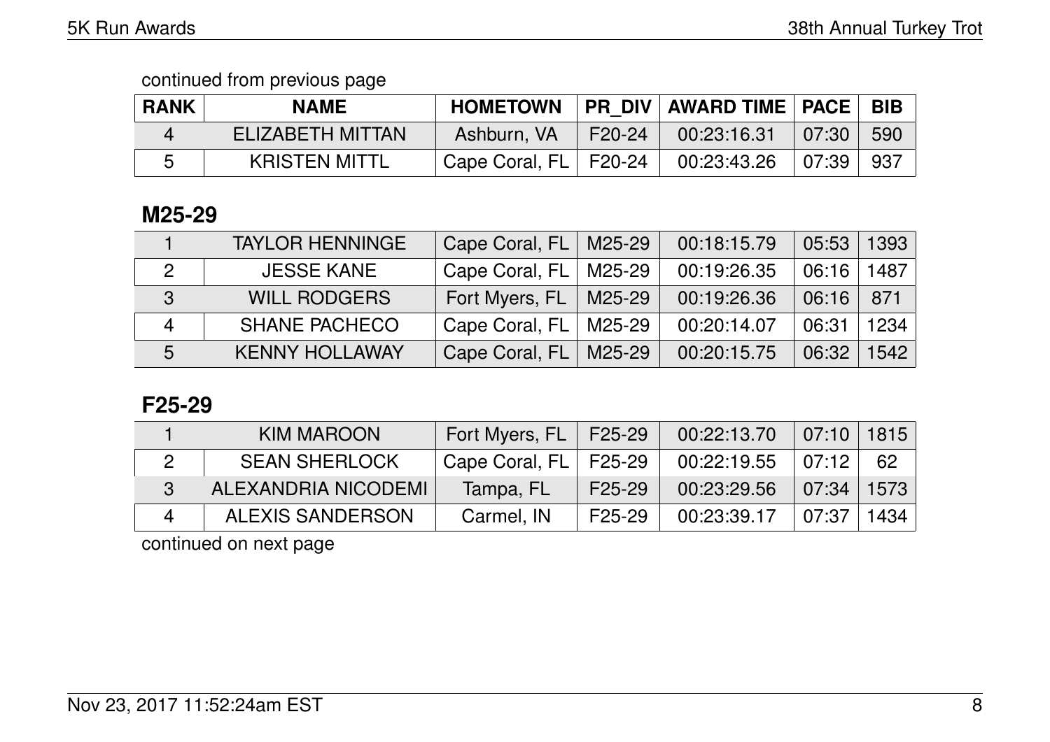continued from previous page

| RANK | NAME | HOMETOWN | PR_DIV | AWARD TIME | PACE | BIB |
|---|---|---|---|---|---|---|
| 4 | ELIZABETH MITTAN | Ashburn, VA | F20-24 | 00:23:16.31 | 07:30 | 590 |
| 5 | KRISTEN MITTL | Cape Coral, FL | F20-24 | 00:23:43.26 | 07:39 | 937 |

## M25-29

| RANK | NAME | HOMETOWN | PR_DIV | AWARD TIME | PACE | BIB |
|---|---|---|---|---|---|---|
| 1 | TAYLOR HENNINGE | Cape Coral, FL | M25-29 | 00:18:15.79 | 05:53 | 1393 |
| 2 | JESSE KANE | Cape Coral, FL | M25-29 | 00:19:26.35 | 06:16 | 1487 |
| 3 | WILL RODGERS | Fort Myers, FL | M25-29 | 00:19:26.36 | 06:16 | 871 |
| 4 | SHANE PACHECO | Cape Coral, FL | M25-29 | 00:20:14.07 | 06:31 | 1234 |
| 5 | KENNY HOLLAWAY | Cape Coral, FL | M25-29 | 00:20:15.75 | 06:32 | 1542 |

## F25-29

| RANK | NAME | HOMETOWN | PR_DIV | AWARD TIME | PACE | BIB |
|---|---|---|---|---|---|---|
| 1 | KIM MAROON | Fort Myers, FL | F25-29 | 00:22:13.70 | 07:10 | 1815 |
| 2 | SEAN SHERLOCK | Cape Coral, FL | F25-29 | 00:22:19.55 | 07:12 | 62 |
| 3 | ALEXANDRIA NICODEMI | Tampa, FL | F25-29 | 00:23:29.56 | 07:34 | 1573 |
| 4 | ALEXIS SANDERSON | Carmel, IN | F25-29 | 00:23:39.17 | 07:37 | 1434 |

continued on next page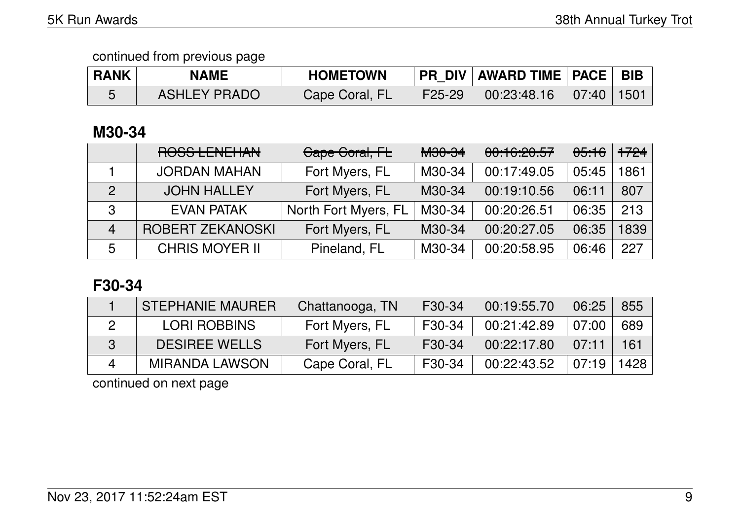continued from previous page

| RANK | NAME | HOMETOWN | PR_DIV | AWARD TIME | PACE | BIB |
|---|---|---|---|---|---|---|
| 5 | ASHLEY PRADO | Cape Coral, FL | F25-29 | 00:23:48.16 | 07:40 | 1501 |

## M30-34

| RANK | NAME | HOMETOWN | PR_DIV | AWARD TIME | PACE | BIB |
|---|---|---|---|---|---|---|
| | ~~ROSS LENEHAN~~ | ~~Cape Coral, FL~~ | ~~M30-34~~ | ~~00:16:20.57~~ | ~~05:16~~ | ~~1724~~ |
| 1 | JORDAN MAHAN | Fort Myers, FL | M30-34 | 00:17:49.05 | 05:45 | 1861 |
| 2 | JOHN HALLEY | Fort Myers, FL | M30-34 | 00:19:10.56 | 06:11 | 807 |
| 3 | EVAN PATAK | North Fort Myers, FL | M30-34 | 00:20:26.51 | 06:35 | 213 |
| 4 | ROBERT ZEKANOSKI | Fort Myers, FL | M30-34 | 00:20:27.05 | 06:35 | 1839 |
| 5 | CHRIS MOYER II | Pineland, FL | M30-34 | 00:20:58.95 | 06:46 | 227 |

## F30-34

| RANK | NAME | HOMETOWN | PR_DIV | AWARD TIME | PACE | BIB |
|---|---|---|---|---|---|---|
| 1 | STEPHANIE MAURER | Chattanooga, TN | F30-34 | 00:19:55.70 | 06:25 | 855 |
| 2 | LORI ROBBINS | Fort Myers, FL | F30-34 | 00:21:42.89 | 07:00 | 689 |
| 3 | DESIREE WELLS | Fort Myers, FL | F30-34 | 00:22:17.80 | 07:11 | 161 |
| 4 | MIRANDA LAWSON | Cape Coral, FL | F30-34 | 00:22:43.52 | 07:19 | 1428 |

continued on next page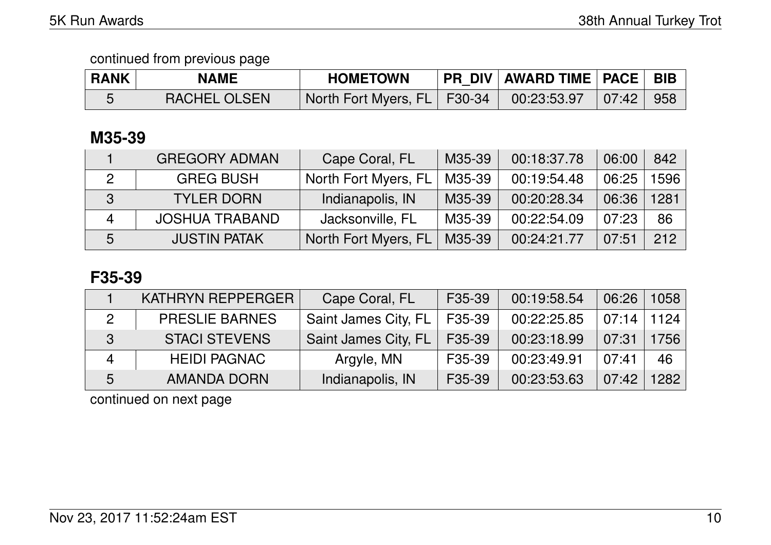continued from previous page

| RANK | NAME | HOMETOWN | PR_DIV | AWARD TIME | PACE | BIB |
|---|---|---|---|---|---|---|
| 5 | RACHEL OLSEN | North Fort Myers, FL | F30-34 | 00:23:53.97 | 07:42 | 958 |

## M35-39

| RANK | NAME | HOMETOWN | PR_DIV | AWARD TIME | PACE | BIB |
|---|---|---|---|---|---|---|
| 1 | GREGORY ADMAN | Cape Coral, FL | M35-39 | 00:18:37.78 | 06:00 | 842 |
| 2 | GREG BUSH | North Fort Myers, FL | M35-39 | 00:19:54.48 | 06:25 | 1596 |
| 3 | TYLER DORN | Indianapolis, IN | M35-39 | 00:20:28.34 | 06:36 | 1281 |
| 4 | JOSHUA TRABAND | Jacksonville, FL | M35-39 | 00:22:54.09 | 07:23 | 86 |
| 5 | JUSTIN PATAK | North Fort Myers, FL | M35-39 | 00:24:21.77 | 07:51 | 212 |

## F35-39

| RANK | NAME | HOMETOWN | PR_DIV | AWARD TIME | PACE | BIB |
|---|---|---|---|---|---|---|
| 1 | KATHRYN REPPERGER | Cape Coral, FL | F35-39 | 00:19:58.54 | 06:26 | 1058 |
| 2 | PRESLIE BARNES | Saint James City, FL | F35-39 | 00:22:25.85 | 07:14 | 1124 |
| 3 | STACI STEVENS | Saint James City, FL | F35-39 | 00:23:18.99 | 07:31 | 1756 |
| 4 | HEIDI PAGNAC | Argyle, MN | F35-39 | 00:23:49.91 | 07:41 | 46 |
| 5 | AMANDA DORN | Indianapolis, IN | F35-39 | 00:23:53.63 | 07:42 | 1282 |

continued on next page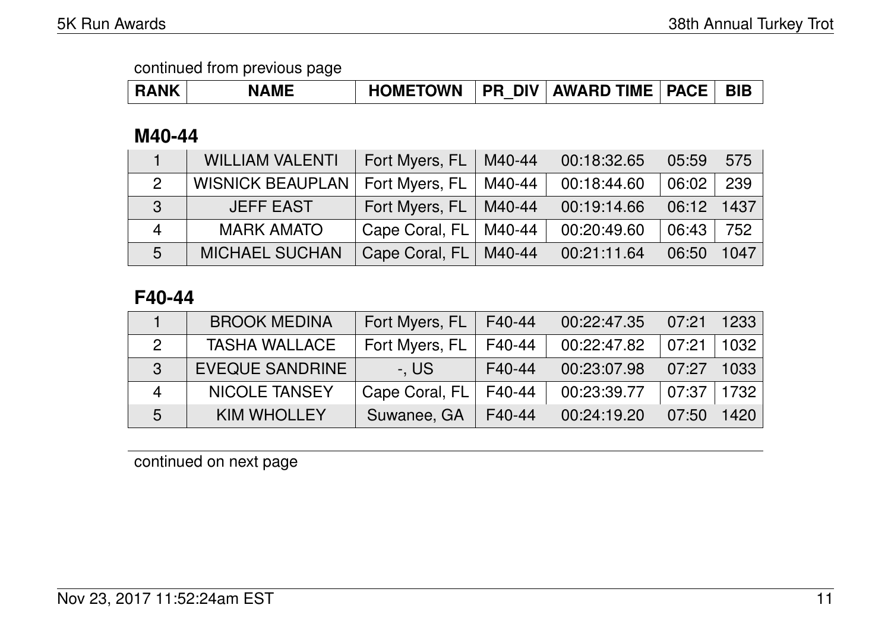continued from previous page

| RANK | NAME | HOMETOWN | PR_DIV | AWARD TIME | PACE | BIB |
|---|---|---|---|---|---|---|

## M40-44

| RANK | NAME | HOMETOWN | PR_DIV | AWARD TIME | PACE | BIB |
|---|---|---|---|---|---|---|
| 1 | WILLIAM VALENTI | Fort Myers, FL | M40-44 | 00:18:32.65 | 05:59 | 575 |
| 2 | WISNICK BEAUPLAN | Fort Myers, FL | M40-44 | 00:18:44.60 | 06:02 | 239 |
| 3 | JEFF EAST | Fort Myers, FL | M40-44 | 00:19:14.66 | 06:12 | 1437 |
| 4 | MARK AMATO | Cape Coral, FL | M40-44 | 00:20:49.60 | 06:43 | 752 |
| 5 | MICHAEL SUCHAN | Cape Coral, FL | M40-44 | 00:21:11.64 | 06:50 | 1047 |

## F40-44

| RANK | NAME | HOMETOWN | PR_DIV | AWARD TIME | PACE | BIB |
|---|---|---|---|---|---|---|
| 1 | BROOK MEDINA | Fort Myers, FL | F40-44 | 00:22:47.35 | 07:21 | 1233 |
| 2 | TASHA WALLACE | Fort Myers, FL | F40-44 | 00:22:47.82 | 07:21 | 1032 |
| 3 | EVEQUE SANDRINE | -, US | F40-44 | 00:23:07.98 | 07:27 | 1033 |
| 4 | NICOLE TANSEY | Cape Coral, FL | F40-44 | 00:23:39.77 | 07:37 | 1732 |
| 5 | KIM WHOLLEY | Suwanee, GA | F40-44 | 00:24:19.20 | 07:50 | 1420 |

continued on next page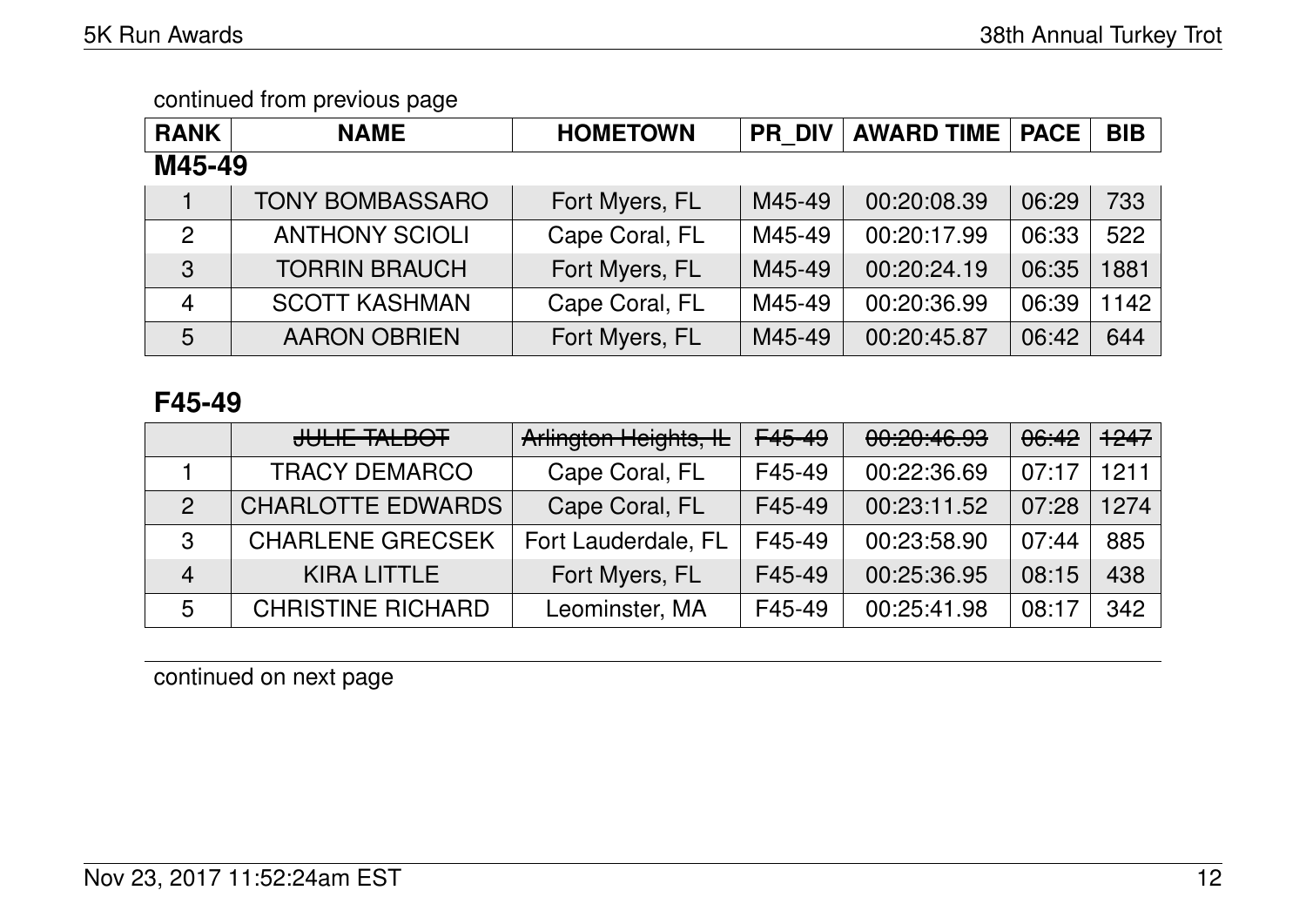continued from previous page

| RANK | NAME | HOMETOWN | PR_DIV | AWARD TIME | PACE | BIB |
|---|---|---|---|---|---|---|

## M45-49

| RANK | NAME | HOMETOWN | PR_DIV | AWARD TIME | PACE | BIB |
|---|---|---|---|---|---|---|
| 1 | TONY BOMBASSARO | Fort Myers, FL | M45-49 | 00:20:08.39 | 06:29 | 733 |
| 2 | ANTHONY SCIOLI | Cape Coral, FL | M45-49 | 00:20:17.99 | 06:33 | 522 |
| 3 | TORRIN BRAUCH | Fort Myers, FL | M45-49 | 00:20:24.19 | 06:35 | 1881 |
| 4 | SCOTT KASHMAN | Cape Coral, FL | M45-49 | 00:20:36.99 | 06:39 | 1142 |
| 5 | AARON OBRIEN | Fort Myers, FL | M45-49 | 00:20:45.87 | 06:42 | 644 |

## F45-49

| RANK | NAME | HOMETOWN | PR_DIV | AWARD TIME | PACE | BIB |
|---|---|---|---|---|---|---|
| | ~~JULIE TALBOT~~ | ~~Arlington Heights, IL~~ | ~~F45-49~~ | ~~00:20:46.93~~ | ~~06:42~~ | ~~1247~~ |
| 1 | TRACY DEMARCO | Cape Coral, FL | F45-49 | 00:22:36.69 | 07:17 | 1211 |
| 2 | CHARLOTTE EDWARDS | Cape Coral, FL | F45-49 | 00:23:11.52 | 07:28 | 1274 |
| 3 | CHARLENE GRECSEK | Fort Lauderdale, FL | F45-49 | 00:23:58.90 | 07:44 | 885 |
| 4 | KIRA LITTLE | Fort Myers, FL | F45-49 | 00:25:36.95 | 08:15 | 438 |
| 5 | CHRISTINE RICHARD | Leominster, MA | F45-49 | 00:25:41.98 | 08:17 | 342 |

continued on next page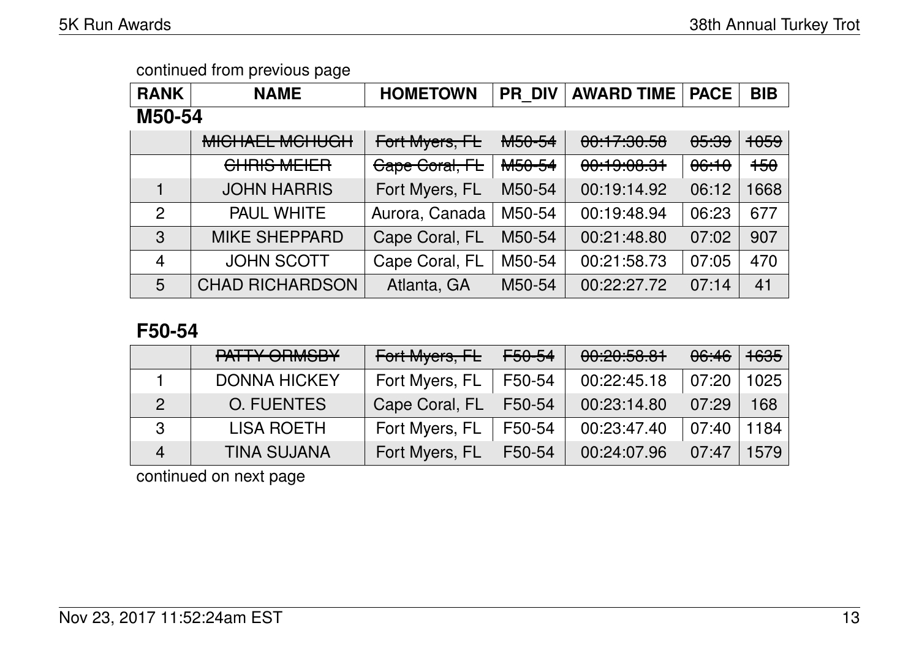continued from previous page

| RANK | NAME | HOMETOWN | PR_DIV | AWARD TIME | PACE | BIB |
|---|---|---|---|---|---|---|
| **M50-54** | | | | | | |
| | ~~MICHAEL MCHUGH~~ | ~~Fort Myers, FL~~ | ~~M50-54~~ | ~~00:17:30.58~~ | ~~05:39~~ | ~~1059~~ |
| | ~~CHRIS MEIER~~ | ~~Cape Coral, FL~~ | ~~M50-54~~ | ~~00:19:08.31~~ | ~~06:10~~ | ~~150~~ |
| 1 | JOHN HARRIS | Fort Myers, FL | M50-54 | 00:19:14.92 | 06:12 | 1668 |
| 2 | PAUL WHITE | Aurora, Canada | M50-54 | 00:19:48.94 | 06:23 | 677 |
| 3 | MIKE SHEPPARD | Cape Coral, FL | M50-54 | 00:21:48.80 | 07:02 | 907 |
| 4 | JOHN SCOTT | Cape Coral, FL | M50-54 | 00:21:58.73 | 07:05 | 470 |
| 5 | CHAD RICHARDSON | Atlanta, GA | M50-54 | 00:22:27.72 | 07:14 | 41 |

## F50-54

| RANK | NAME | HOMETOWN | PR_DIV | AWARD TIME | PACE | BIB |
|---|---|---|---|---|---|---|
| | ~~PATTY ORMSBY~~ | ~~Fort Myers, FL~~ | ~~F50-54~~ | ~~00:20:58.81~~ | ~~06:46~~ | ~~1635~~ |
| 1 | DONNA HICKEY | Fort Myers, FL | F50-54 | 00:22:45.18 | 07:20 | 1025 |
| 2 | O. FUENTES | Cape Coral, FL | F50-54 | 00:23:14.80 | 07:29 | 168 |
| 3 | LISA ROETH | Fort Myers, FL | F50-54 | 00:23:47.40 | 07:40 | 1184 |
| 4 | TINA SUJANA | Fort Myers, FL | F50-54 | 00:24:07.96 | 07:47 | 1579 |

continued on next page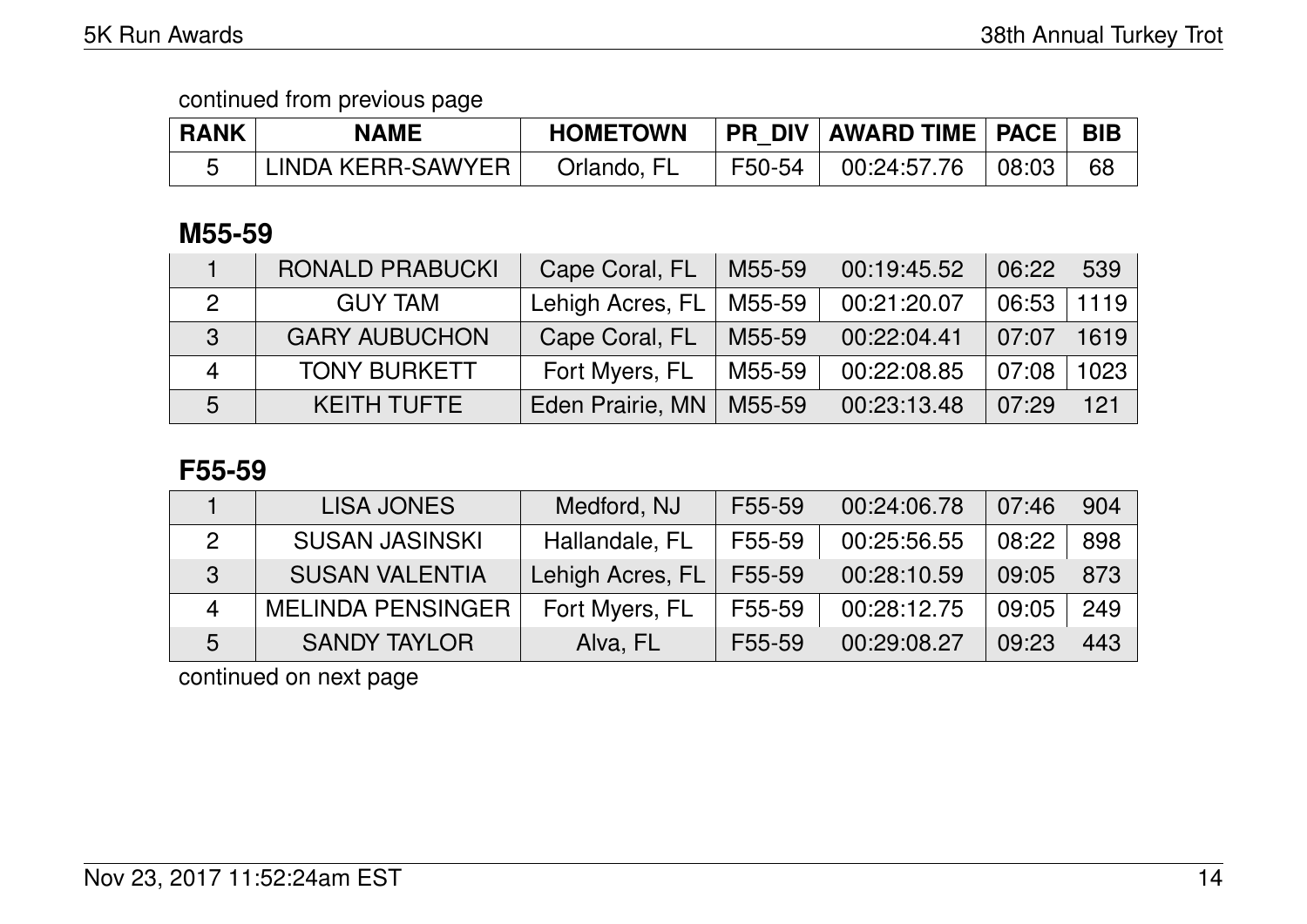continued from previous page

| RANK | NAME | HOMETOWN | PR_DIV | AWARD TIME | PACE | BIB |
|---|---|---|---|---|---|---|
| 5 | LINDA KERR-SAWYER | Orlando, FL | F50-54 | 00:24:57.76 | 08:03 | 68 |

## M55-59

| RANK | NAME | HOMETOWN | PR_DIV | AWARD TIME | PACE | BIB |
|---|---|---|---|---|---|---|
| 1 | RONALD PRABUCKI | Cape Coral, FL | M55-59 | 00:19:45.52 | 06:22 | 539 |
| 2 | GUY TAM | Lehigh Acres, FL | M55-59 | 00:21:20.07 | 06:53 | 1119 |
| 3 | GARY AUBUCHON | Cape Coral, FL | M55-59 | 00:22:04.41 | 07:07 | 1619 |
| 4 | TONY BURKETT | Fort Myers, FL | M55-59 | 00:22:08.85 | 07:08 | 1023 |
| 5 | KEITH TUFTE | Eden Prairie, MN | M55-59 | 00:23:13.48 | 07:29 | 121 |

## F55-59

| RANK | NAME | HOMETOWN | PR_DIV | AWARD TIME | PACE | BIB |
|---|---|---|---|---|---|---|
| 1 | LISA JONES | Medford, NJ | F55-59 | 00:24:06.78 | 07:46 | 904 |
| 2 | SUSAN JASINSKI | Hallandale, FL | F55-59 | 00:25:56.55 | 08:22 | 898 |
| 3 | SUSAN VALENTIA | Lehigh Acres, FL | F55-59 | 00:28:10.59 | 09:05 | 873 |
| 4 | MELINDA PENSINGER | Fort Myers, FL | F55-59 | 00:28:12.75 | 09:05 | 249 |
| 5 | SANDY TAYLOR | Alva, FL | F55-59 | 00:29:08.27 | 09:23 | 443 |

continued on next page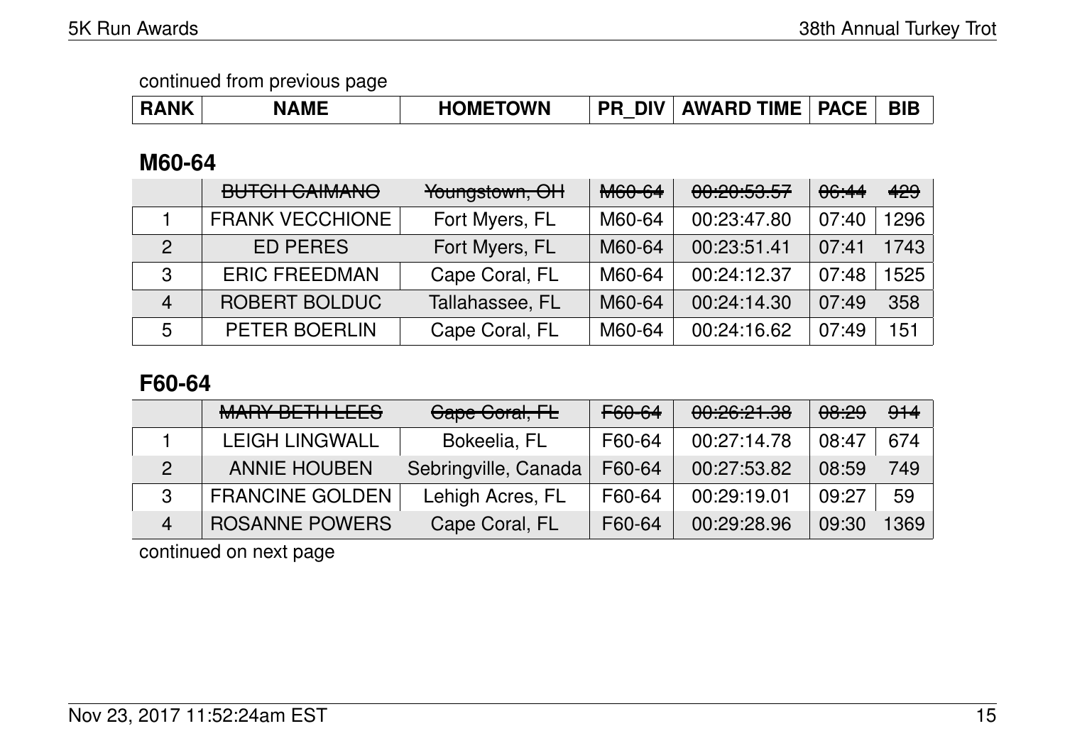continued from previous page

| RANK | NAME | HOMETOWN | PR_DIV | AWARD TIME | PACE | BIB |
|---|---|---|---|---|---|---|

## M60-64

| RANK | NAME | HOMETOWN | PR_DIV | AWARD TIME | PACE | BIB |
|---|---|---|---|---|---|---|
| | ~~BUTCH CAIMANO~~ | ~~Youngstown, OH~~ | ~~M60-64~~ | ~~00:20:53.57~~ | ~~06:44~~ | ~~429~~ |
| 1 | FRANK VECCHIONE | Fort Myers, FL | M60-64 | 00:23:47.80 | 07:40 | 1296 |
| 2 | ED PERES | Fort Myers, FL | M60-64 | 00:23:51.41 | 07:41 | 1743 |
| 3 | ERIC FREEDMAN | Cape Coral, FL | M60-64 | 00:24:12.37 | 07:48 | 1525 |
| 4 | ROBERT BOLDUC | Tallahassee, FL | M60-64 | 00:24:14.30 | 07:49 | 358 |
| 5 | PETER BOERLIN | Cape Coral, FL | M60-64 | 00:24:16.62 | 07:49 | 151 |

## F60-64

| RANK | NAME | HOMETOWN | PR_DIV | AWARD TIME | PACE | BIB |
|---|---|---|---|---|---|---|
| | ~~MARY BETH LEES~~ | ~~Cape Coral, FL~~ | ~~F60-64~~ | ~~00:26:21.38~~ | ~~08:29~~ | ~~914~~ |
| 1 | LEIGH LINGWALL | Bokeelia, FL | F60-64 | 00:27:14.78 | 08:47 | 674 |
| 2 | ANNIE HOUBEN | Sebringville, Canada | F60-64 | 00:27:53.82 | 08:59 | 749 |
| 3 | FRANCINE GOLDEN | Lehigh Acres, FL | F60-64 | 00:29:19.01 | 09:27 | 59 |
| 4 | ROSANNE POWERS | Cape Coral, FL | F60-64 | 00:29:28.96 | 09:30 | 1369 |

continued on next page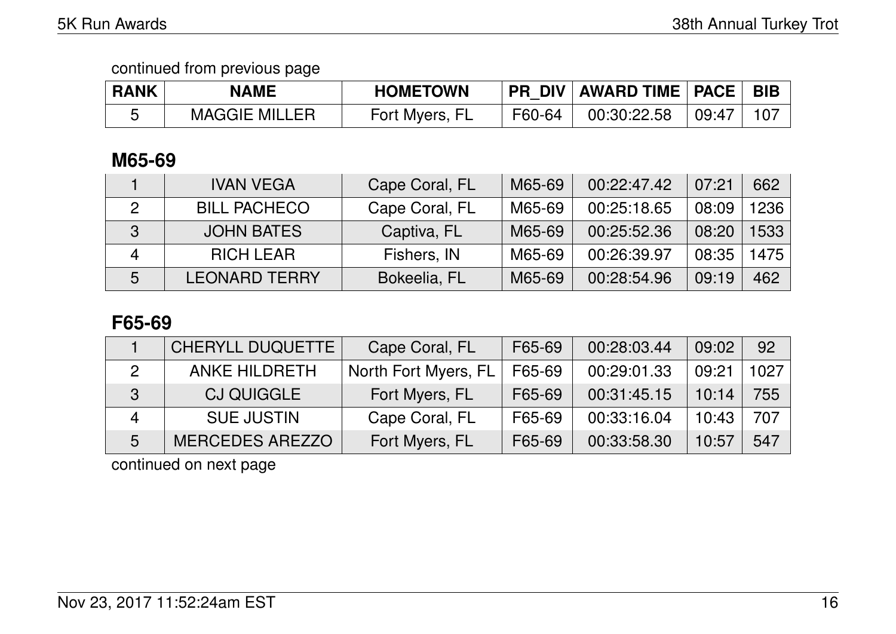continued from previous page

| RANK | NAME | HOMETOWN | PR_DIV | AWARD TIME | PACE | BIB |
|---|---|---|---|---|---|---|
| 5 | MAGGIE MILLER | Fort Myers, FL | F60-64 | 00:30:22.58 | 09:47 | 107 |

## M65-69

| RANK | NAME | HOMETOWN | PR_DIV | AWARD TIME | PACE | BIB |
|---|---|---|---|---|---|---|
| 1 | IVAN VEGA | Cape Coral, FL | M65-69 | 00:22:47.42 | 07:21 | 662 |
| 2 | BILL PACHECO | Cape Coral, FL | M65-69 | 00:25:18.65 | 08:09 | 1236 |
| 3 | JOHN BATES | Captiva, FL | M65-69 | 00:25:52.36 | 08:20 | 1533 |
| 4 | RICH LEAR | Fishers, IN | M65-69 | 00:26:39.97 | 08:35 | 1475 |
| 5 | LEONARD TERRY | Bokeelia, FL | M65-69 | 00:28:54.96 | 09:19 | 462 |

## F65-69

| RANK | NAME | HOMETOWN | PR_DIV | AWARD TIME | PACE | BIB |
|---|---|---|---|---|---|---|
| 1 | CHERYLL DUQUETTE | Cape Coral, FL | F65-69 | 00:28:03.44 | 09:02 | 92 |
| 2 | ANKE HILDRETH | North Fort Myers, FL | F65-69 | 00:29:01.33 | 09:21 | 1027 |
| 3 | CJ QUIGGLE | Fort Myers, FL | F65-69 | 00:31:45.15 | 10:14 | 755 |
| 4 | SUE JUSTIN | Cape Coral, FL | F65-69 | 00:33:16.04 | 10:43 | 707 |
| 5 | MERCEDES AREZZO | Fort Myers, FL | F65-69 | 00:33:58.30 | 10:57 | 547 |

continued on next page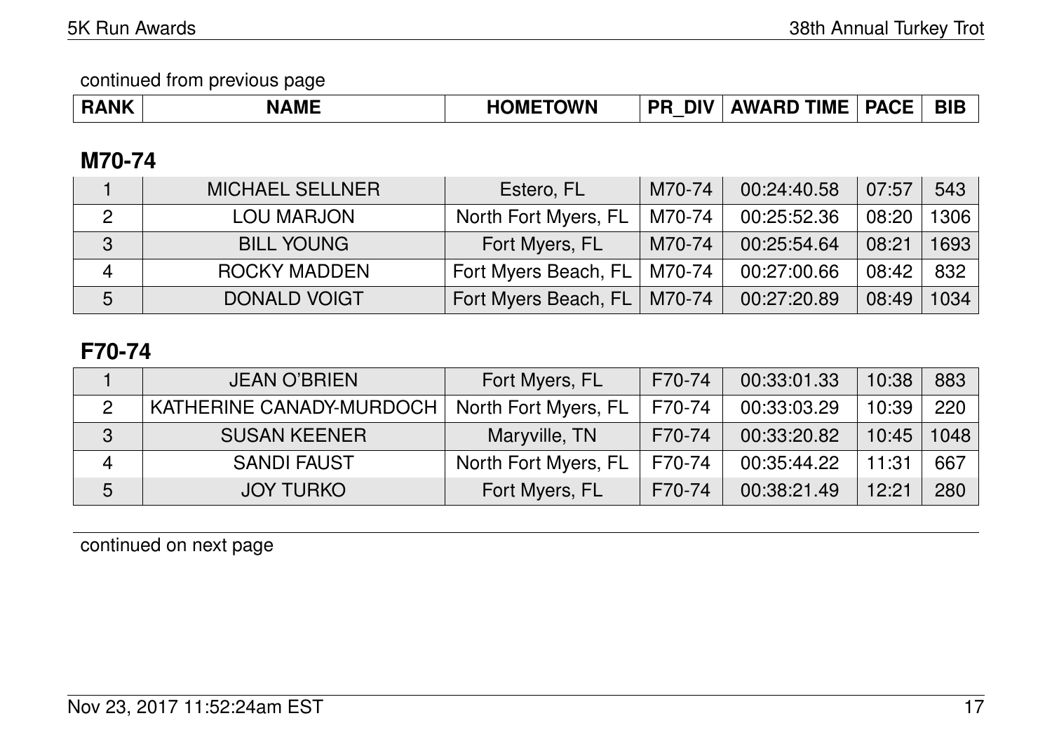continued from previous page

| RANK | NAME | HOMETOWN | PR_DIV | AWARD TIME | PACE | BIB |
|---|---|---|---|---|---|---|

## M70-74

| RANK | NAME | HOMETOWN | PR_DIV | AWARD TIME | PACE | BIB |
|---|---|---|---|---|---|---|
| 1 | MICHAEL SELLNER | Estero, FL | M70-74 | 00:24:40.58 | 07:57 | 543 |
| 2 | LOU MARJON | North Fort Myers, FL | M70-74 | 00:25:52.36 | 08:20 | 1306 |
| 3 | BILL YOUNG | Fort Myers, FL | M70-74 | 00:25:54.64 | 08:21 | 1693 |
| 4 | ROCKY MADDEN | Fort Myers Beach, FL | M70-74 | 00:27:00.66 | 08:42 | 832 |
| 5 | DONALD VOIGT | Fort Myers Beach, FL | M70-74 | 00:27:20.89 | 08:49 | 1034 |

## F70-74

| RANK | NAME | HOMETOWN | PR_DIV | AWARD TIME | PACE | BIB |
|---|---|---|---|---|---|---|
| 1 | JEAN O'BRIEN | Fort Myers, FL | F70-74 | 00:33:01.33 | 10:38 | 883 |
| 2 | KATHERINE CANADY-MURDOCH | North Fort Myers, FL | F70-74 | 00:33:03.29 | 10:39 | 220 |
| 3 | SUSAN KEENER | Maryville, TN | F70-74 | 00:33:20.82 | 10:45 | 1048 |
| 4 | SANDI FAUST | North Fort Myers, FL | F70-74 | 00:35:44.22 | 11:31 | 667 |
| 5 | JOY TURKO | Fort Myers, FL | F70-74 | 00:38:21.49 | 12:21 | 280 |

continued on next page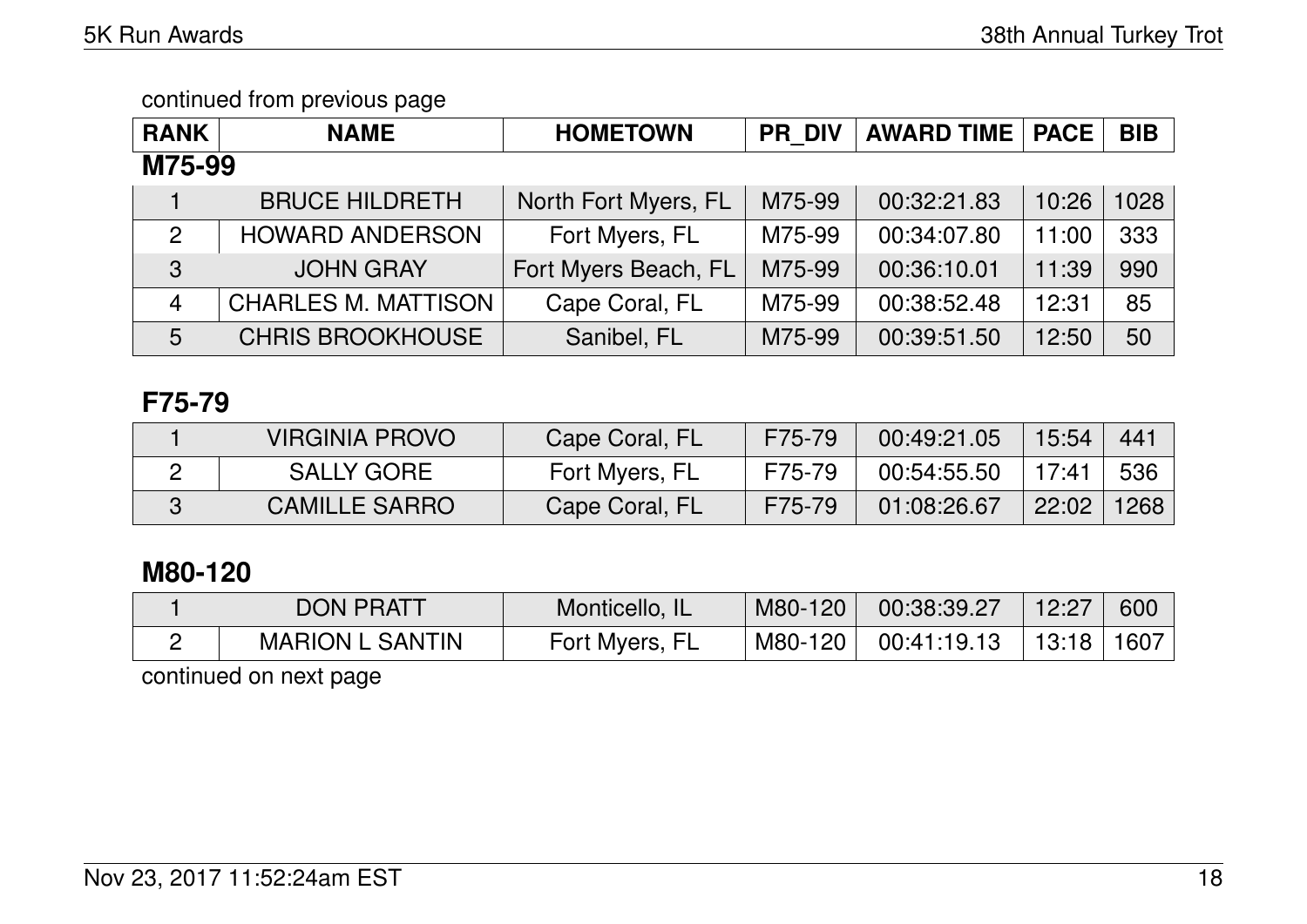continued from previous page

| RANK | NAME | HOMETOWN | PR_DIV | AWARD TIME | PACE | BIB |
|---|---|---|---|---|---|---|

### M75-99

| RANK | NAME | HOMETOWN | PR_DIV | AWARD TIME | PACE | BIB |
|---|---|---|---|---|---|---|
| 1 | BRUCE HILDRETH | North Fort Myers, FL | M75-99 | 00:32:21.83 | 10:26 | 1028 |
| 2 | HOWARD ANDERSON | Fort Myers, FL | M75-99 | 00:34:07.80 | 11:00 | 333 |
| 3 | JOHN GRAY | Fort Myers Beach, FL | M75-99 | 00:36:10.01 | 11:39 | 990 |
| 4 | CHARLES M. MATTISON | Cape Coral, FL | M75-99 | 00:38:52.48 | 12:31 | 85 |
| 5 | CHRIS BROOKHOUSE | Sanibel, FL | M75-99 | 00:39:51.50 | 12:50 | 50 |

### F75-79

| RANK | NAME | HOMETOWN | PR_DIV | AWARD TIME | PACE | BIB |
|---|---|---|---|---|---|---|
| 1 | VIRGINIA PROVO | Cape Coral, FL | F75-79 | 00:49:21.05 | 15:54 | 441 |
| 2 | SALLY GORE | Fort Myers, FL | F75-79 | 00:54:55.50 | 17:41 | 536 |
| 3 | CAMILLE SARRO | Cape Coral, FL | F75-79 | 01:08:26.67 | 22:02 | 1268 |

### M80-120

| RANK | NAME | HOMETOWN | PR_DIV | AWARD TIME | PACE | BIB |
|---|---|---|---|---|---|---|
| 1 | DON PRATT | Monticello, IL | M80-120 | 00:38:39.27 | 12:27 | 600 |
| 2 | MARION L SANTIN | Fort Myers, FL | M80-120 | 00:41:19.13 | 13:18 | 1607 |

continued on next page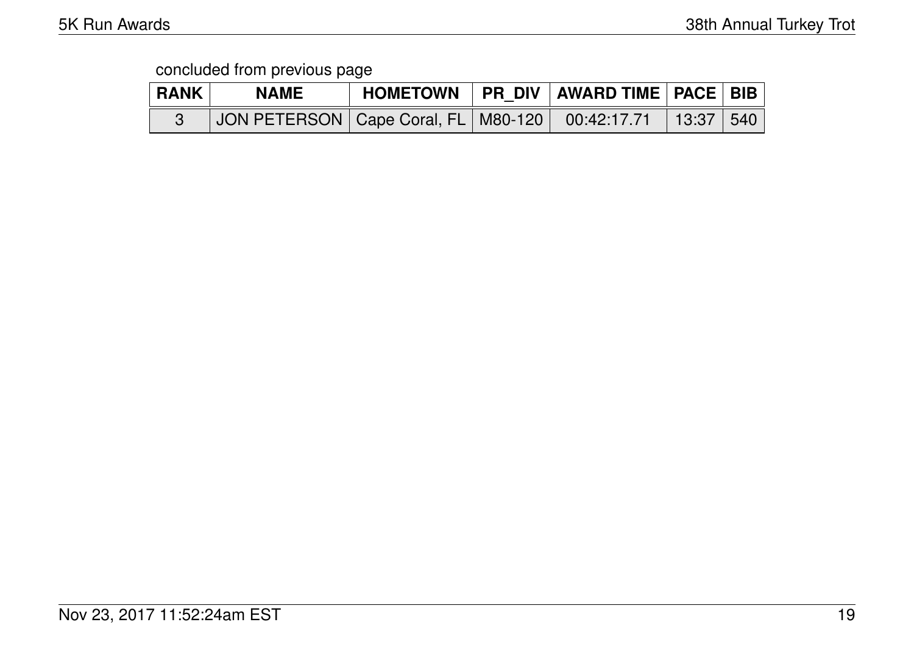concluded from previous page

| RANK | NAME | HOMETOWN | PR_DIV | AWARD TIME | PACE | BIB |
|---|---|---|---|---|---|---|
| 3 | JON PETERSON | Cape Coral, FL | M80-120 | 00:42:17.71 | 13:37 | 540 |